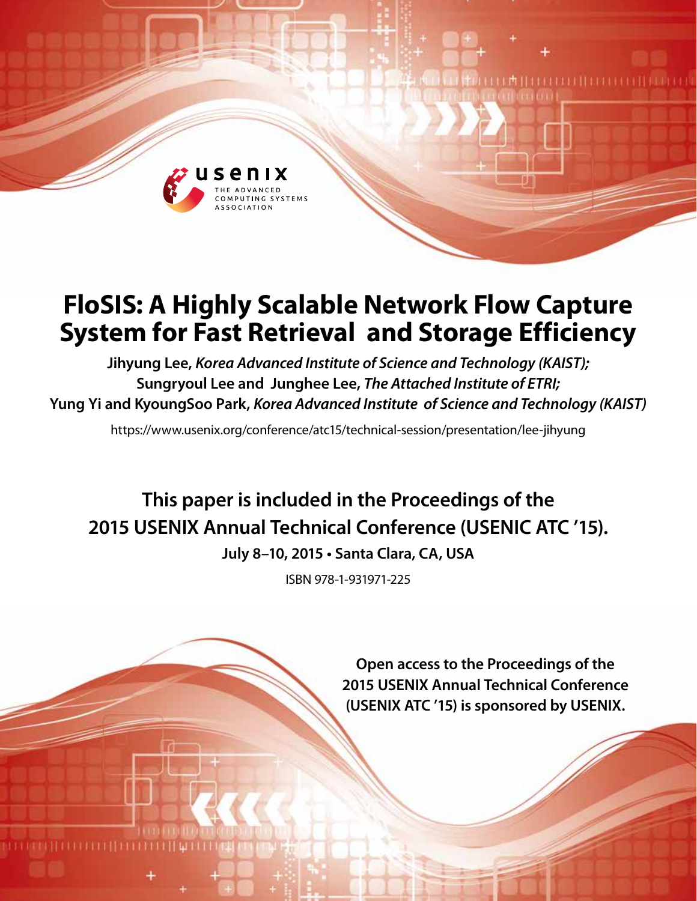usenix

THE ADVANCED COMPUTING SYSTEMS ASSOCIATION

# FloSIS: A Highly Scalable Network Flow Capture System for Fast Retrieval and Storage Efficiency

**Jihyung Lee,** *Korea Advanced Institute of Science and Technology (KAIST);*
**Sungryoul Lee and Junghee Lee,** *The Attached Institute of ETRI;*
**Yung Yi and KyoungSoo Park,** *Korea Advanced Institute of Science and Technology (KAIST)*

https://www.usenix.org/conference/atc15/technical-session/presentation/lee-jihyung

**This paper is included in the Proceedings of the 2015 USENIX Annual Technical Conference (USENIC ATC '15).**

**July 8–10, 2015 • Santa Clara, CA, USA**

ISBN 978-1-931971-225

**Open access to the Proceedings of the 2015 USENIX Annual Technical Conference (USENIX ATC '15) is sponsored by USENIX.**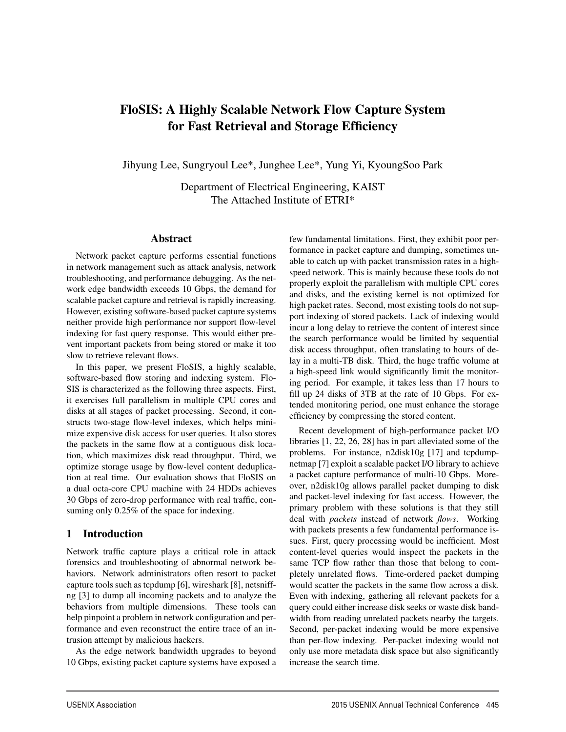# FloSIS: A Highly Scalable Network Flow Capture System for Fast Retrieval and Storage Efficiency

Jihyung Lee, Sungryoul Lee*, Junghee Lee*, Yung Yi, KyoungSoo Park

Department of Electrical Engineering, KAIST
The Attached Institute of ETRI*

## Abstract

Network packet capture performs essential functions in network management such as attack analysis, network troubleshooting, and performance debugging. As the network edge bandwidth exceeds 10 Gbps, the demand for scalable packet capture and retrieval is rapidly increasing. However, existing software-based packet capture systems neither provide high performance nor support flow-level indexing for fast query response. This would either prevent important packets from being stored or make it too slow to retrieve relevant flows.

In this paper, we present FloSIS, a highly scalable, software-based flow storing and indexing system. FloSIS is characterized as the following three aspects. First, it exercises full parallelism in multiple CPU cores and disks at all stages of packet processing. Second, it constructs two-stage flow-level indexes, which helps minimize expensive disk access for user queries. It also stores the packets in the same flow at a contiguous disk location, which maximizes disk read throughput. Third, we optimize storage usage by flow-level content deduplication at real time. Our evaluation shows that FloSIS on a dual octa-core CPU machine with 24 HDDs achieves 30 Gbps of zero-drop performance with real traffic, consuming only 0.25% of the space for indexing.

## 1 Introduction

Network traffic capture plays a critical role in attack forensics and troubleshooting of abnormal network behaviors. Network administrators often resort to packet capture tools such as tcpdump [6], wireshark [8], netsniff-ng [3] to dump all incoming packets and to analyze the behaviors from multiple dimensions. These tools can help pinpoint a problem in network configuration and performance and even reconstruct the entire trace of an intrusion attempt by malicious hackers.

As the edge network bandwidth upgrades to beyond 10 Gbps, existing packet capture systems have exposed a few fundamental limitations. First, they exhibit poor performance in packet capture and dumping, sometimes unable to catch up with packet transmission rates in a high-speed network. This is mainly because these tools do not properly exploit the parallelism with multiple CPU cores and disks, and the existing kernel is not optimized for high packet rates. Second, most existing tools do not support indexing of stored packets. Lack of indexing would incur a long delay to retrieve the content of interest since the search performance would be limited by sequential disk access throughput, often translating to hours of delay in a multi-TB disk. Third, the huge traffic volume at a high-speed link would significantly limit the monitoring period. For example, it takes less than 17 hours to fill up 24 disks of 3TB at the rate of 10 Gbps. For extended monitoring period, one must enhance the storage efficiency by compressing the stored content.

Recent development of high-performance packet I/O libraries [1, 22, 26, 28] has in part alleviated some of the problems. For instance, n2disk10g [17] and tcpdump-netmap [7] exploit a scalable packet I/O library to achieve a packet capture performance of multi-10 Gbps. Moreover, n2disk10g allows parallel packet dumping to disk and packet-level indexing for fast access. However, the primary problem with these solutions is that they still deal with *packets* instead of network *flows*. Working with packets presents a few fundamental performance issues. First, query processing would be inefficient. Most content-level queries would inspect the packets in the same TCP flow rather than those that belong to completely unrelated flows. Time-ordered packet dumping would scatter the packets in the same flow across a disk. Even with indexing, gathering all relevant packets for a query could either increase disk seeks or waste disk bandwidth from reading unrelated packets nearby the targets. Second, per-packet indexing would be more expensive than per-flow indexing. Per-packet indexing would not only use more metadata disk space but also significantly increase the search time.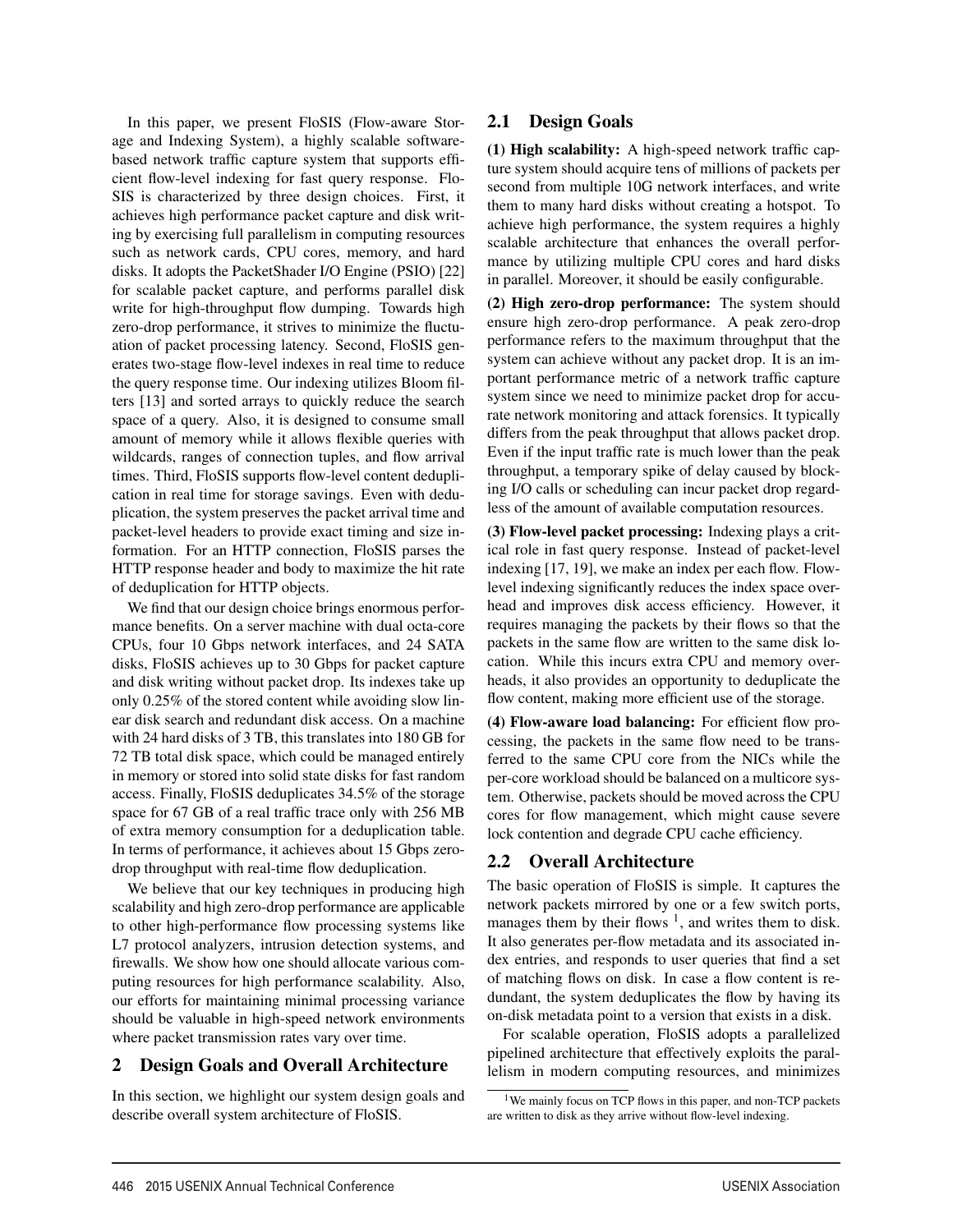In this paper, we present FloSIS (Flow-aware Storage and Indexing System), a highly scalable software-based network traffic capture system that supports efficient flow-level indexing for fast query response. FloSIS is characterized by three design choices. First, it achieves high performance packet capture and disk writing by exercising full parallelism in computing resources such as network cards, CPU cores, memory, and hard disks. It adopts the PacketShader I/O Engine (PSIO) [22] for scalable packet capture, and performs parallel disk write for high-throughput flow dumping. Towards high zero-drop performance, it strives to minimize the fluctuation of packet processing latency. Second, FloSIS generates two-stage flow-level indexes in real time to reduce the query response time. Our indexing utilizes Bloom filters [13] and sorted arrays to quickly reduce the search space of a query. Also, it is designed to consume small amount of memory while it allows flexible queries with wildcards, ranges of connection tuples, and flow arrival times. Third, FloSIS supports flow-level content deduplication in real time for storage savings. Even with deduplication, the system preserves the packet arrival time and packet-level headers to provide exact timing and size information. For an HTTP connection, FloSIS parses the HTTP response header and body to maximize the hit rate of deduplication for HTTP objects.

We find that our design choice brings enormous performance benefits. On a server machine with dual octa-core CPUs, four 10 Gbps network interfaces, and 24 SATA disks, FloSIS achieves up to 30 Gbps for packet capture and disk writing without packet drop. Its indexes take up only 0.25% of the stored content while avoiding slow linear disk search and redundant disk access. On a machine with 24 hard disks of 3 TB, this translates into 180 GB for 72 TB total disk space, which could be managed entirely in memory or stored into solid state disks for fast random access. Finally, FloSIS deduplicates 34.5% of the storage space for 67 GB of a real traffic trace only with 256 MB of extra memory consumption for a deduplication table. In terms of performance, it achieves about 15 Gbps zero-drop throughput with real-time flow deduplication.

We believe that our key techniques in producing high scalability and high zero-drop performance are applicable to other high-performance flow processing systems like L7 protocol analyzers, intrusion detection systems, and firewalls. We show how one should allocate various computing resources for high performance scalability. Also, our efforts for maintaining minimal processing variance should be valuable in high-speed network environments where packet transmission rates vary over time.

## 2 Design Goals and Overall Architecture

In this section, we highlight our system design goals and describe overall system architecture of FloSIS.

### 2.1 Design Goals

**(1) High scalability:** A high-speed network traffic capture system should acquire tens of millions of packets per second from multiple 10G network interfaces, and write them to many hard disks without creating a hotspot. To achieve high performance, the system requires a highly scalable architecture that enhances the overall performance by utilizing multiple CPU cores and hard disks in parallel. Moreover, it should be easily configurable.

**(2) High zero-drop performance:** The system should ensure high zero-drop performance. A peak zero-drop performance refers to the maximum throughput that the system can achieve without any packet drop. It is an important performance metric of a network traffic capture system since we need to minimize packet drop for accurate network monitoring and attack forensics. It typically differs from the peak throughput that allows packet drop. Even if the input traffic rate is much lower than the peak throughput, a temporary spike of delay caused by blocking I/O calls or scheduling can incur packet drop regardless of the amount of available computation resources.

**(3) Flow-level packet processing:** Indexing plays a critical role in fast query response. Instead of packet-level indexing [17, 19], we make an index per each flow. Flow-level indexing significantly reduces the index space overhead and improves disk access efficiency. However, it requires managing the packets by their flows so that the packets in the same flow are written to the same disk location. While this incurs extra CPU and memory overheads, it also provides an opportunity to deduplicate the flow content, making more efficient use of the storage.

**(4) Flow-aware load balancing:** For efficient flow processing, the packets in the same flow need to be transferred to the same CPU core from the NICs while the per-core workload should be balanced on a multicore system. Otherwise, packets should be moved across the CPU cores for flow management, which might cause severe lock contention and degrade CPU cache efficiency.

### 2.2 Overall Architecture

The basic operation of FloSIS is simple. It captures the network packets mirrored by one or a few switch ports, manages them by their flows [1], and writes them to disk. It also generates per-flow metadata and its associated index entries, and responds to user queries that find a set of matching flows on disk. In case a flow content is redundant, the system deduplicates the flow by having its on-disk metadata point to a version that exists in a disk.

For scalable operation, FloSIS adopts a parallelized pipelined architecture that effectively exploits the parallelism in modern computing resources, and minimizes

[1] We mainly focus on TCP flows in this paper, and non-TCP packets are written to disk as they arrive without flow-level indexing.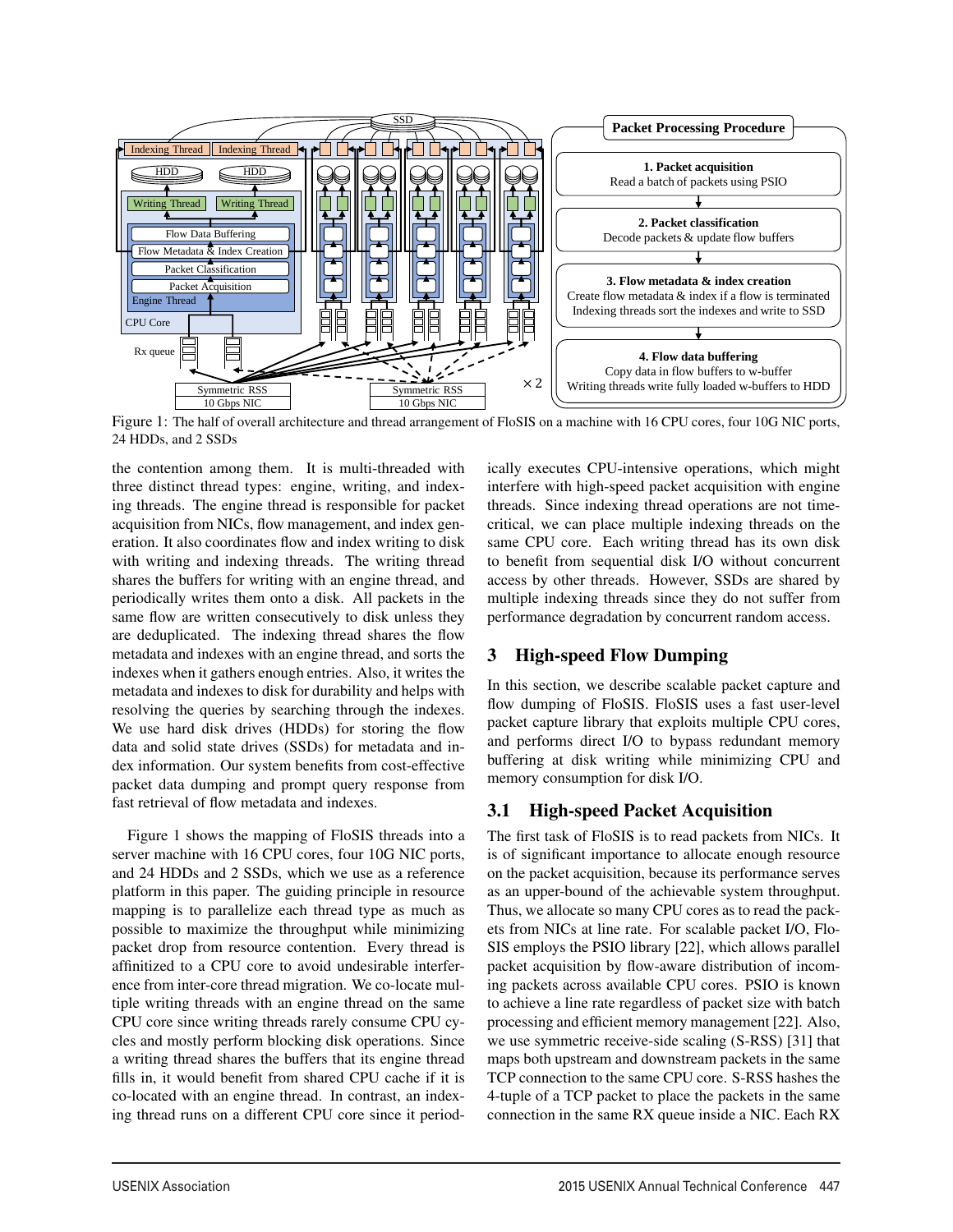Figure 1: The half of overall architecture and thread arrangement of FloSIS on a machine with 16 CPU cores, four 10G NIC ports, 24 HDDs, and 2 SSDs

the contention among them. It is multi-threaded with three distinct thread types: engine, writing, and indexing threads. The engine thread is responsible for packet acquisition from NICs, flow management, and index generation. It also coordinates flow and index writing to disk with writing and indexing threads. The writing thread shares the buffers for writing with an engine thread, and periodically writes them onto a disk. All packets in the same flow are written consecutively to disk unless they are deduplicated. The indexing thread shares the flow metadata and indexes with an engine thread, and sorts the indexes when it gathers enough entries. Also, it writes the metadata and indexes to disk for durability and helps with resolving the queries by searching through the indexes. We use hard disk drives (HDDs) for storing the flow data and solid state drives (SSDs) for metadata and index information. Our system benefits from cost-effective packet data dumping and prompt query response from fast retrieval of flow metadata and indexes.

Figure 1 shows the mapping of FloSIS threads into a server machine with 16 CPU cores, four 10G NIC ports, and 24 HDDs and 2 SSDs, which we use as a reference platform in this paper. The guiding principle in resource mapping is to parallelize each thread type as much as possible to maximize the throughput while minimizing packet drop from resource contention. Every thread is affinitized to a CPU core to avoid undesirable interference from inter-core thread migration. We co-locate multiple writing threads with an engine thread on the same CPU core since writing threads rarely consume CPU cycles and mostly perform blocking disk operations. Since a writing thread shares the buffers that its engine thread fills in, it would benefit from shared CPU cache if it is co-located with an engine thread. In contrast, an indexing thread runs on a different CPU core since it periodically executes CPU-intensive operations, which might interfere with high-speed packet acquisition with engine threads. Since indexing thread operations are not time-critical, we can place multiple indexing threads on the same CPU core. Each writing thread has its own disk to benefit from sequential disk I/O without concurrent access by other threads. However, SSDs are shared by multiple indexing threads since they do not suffer from performance degradation by concurrent random access.

## 3 High-speed Flow Dumping

In this section, we describe scalable packet capture and flow dumping of FloSIS. FloSIS uses a fast user-level packet capture library that exploits multiple CPU cores, and performs direct I/O to bypass redundant memory buffering at disk writing while minimizing CPU and memory consumption for disk I/O.

### 3.1 High-speed Packet Acquisition

The first task of FloSIS is to read packets from NICs. It is of significant importance to allocate enough resource on the packet acquisition, because its performance serves as an upper-bound of the achievable system throughput. Thus, we allocate so many CPU cores as to read the packets from NICs at line rate. For scalable packet I/O, FloSIS employs the PSIO library [22], which allows parallel packet acquisition by flow-aware distribution of incoming packets across available CPU cores. PSIO is known to achieve a line rate regardless of packet size with batch processing and efficient memory management [22]. Also, we use symmetric receive-side scaling (S-RSS) [31] that maps both upstream and downstream packets in the same TCP connection to the same CPU core. S-RSS hashes the 4-tuple of a TCP packet to place the packets in the same connection in the same RX queue inside a NIC. Each RX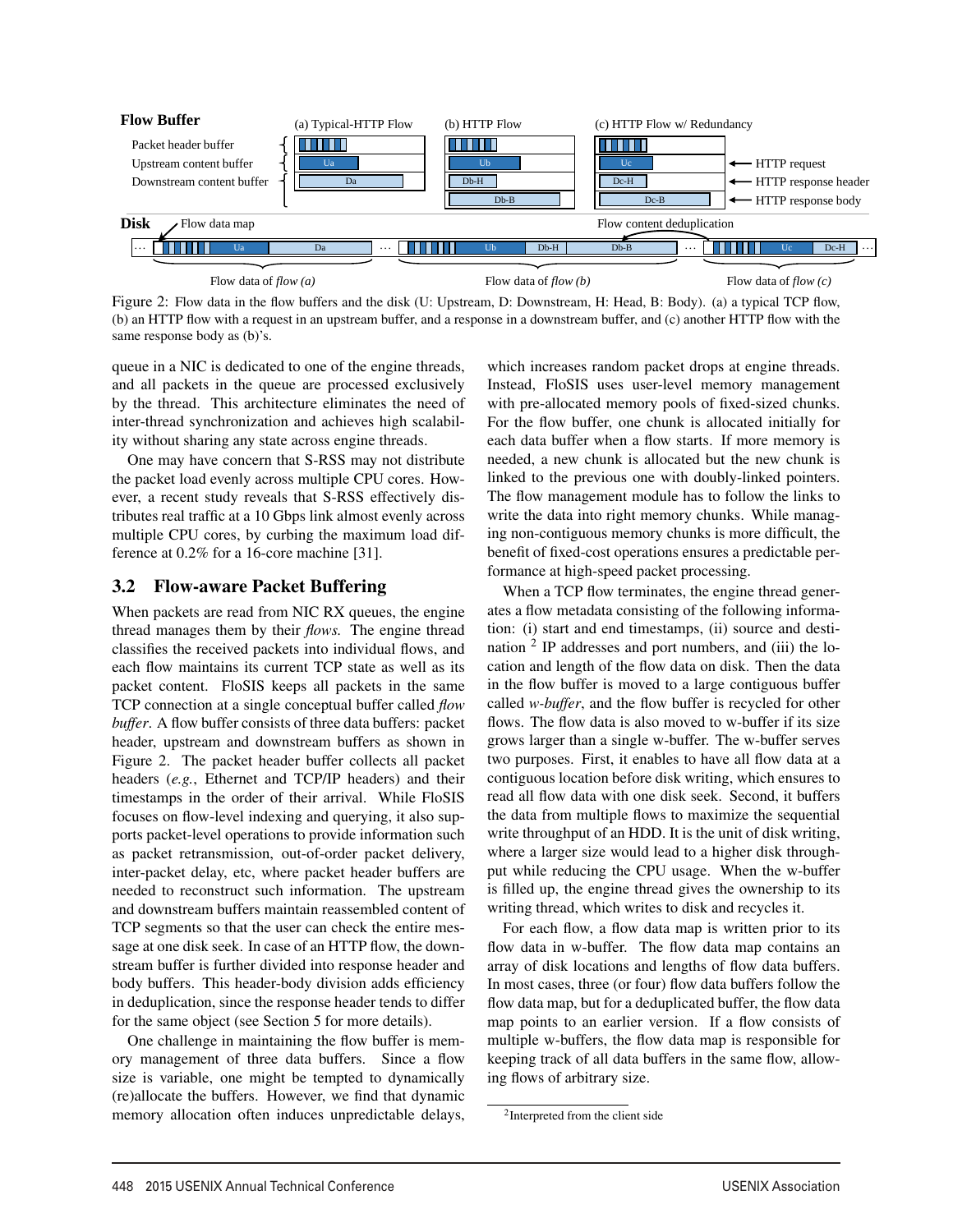Figure 2: Flow data in the flow buffers and the disk (U: Upstream, D: Downstream, H: Head, B: Body). (a) a typical TCP flow, (b) an HTTP flow with a request in an upstream buffer, and a response in a downstream buffer, and (c) another HTTP flow with the same response body as (b)'s.

queue in a NIC is dedicated to one of the engine threads, and all packets in the queue are processed exclusively by the thread. This architecture eliminates the need of inter-thread synchronization and achieves high scalability without sharing any state across engine threads.

One may have concern that S-RSS may not distribute the packet load evenly across multiple CPU cores. However, a recent study reveals that S-RSS effectively distributes real traffic at a 10 Gbps link almost evenly across multiple CPU cores, by curbing the maximum load difference at 0.2% for a 16-core machine [31].

## 3.2 Flow-aware Packet Buffering

When packets are read from NIC RX queues, the engine thread manages them by their *flows*. The engine thread classifies the received packets into individual flows, and each flow maintains its current TCP state as well as its packet content. FloSIS keeps all packets in the same TCP connection at a single conceptual buffer called *flow buffer*. A flow buffer consists of three data buffers: packet header, upstream and downstream buffers as shown in Figure 2. The packet header buffer collects all packet headers (*e.g.*, Ethernet and TCP/IP headers) and their timestamps in the order of their arrival. While FloSIS focuses on flow-level indexing and querying, it also supports packet-level operations to provide information such as packet retransmission, out-of-order packet delivery, inter-packet delay, etc, where packet header buffers are needed to reconstruct such information. The upstream and downstream buffers maintain reassembled content of TCP segments so that the user can check the entire message at one disk seek. In case of an HTTP flow, the downstream buffer is further divided into response header and body buffers. This header-body division adds efficiency in deduplication, since the response header tends to differ for the same object (see Section 5 for more details).

One challenge in maintaining the flow buffer is memory management of three data buffers. Since a flow size is variable, one might be tempted to dynamically (re)allocate the buffers. However, we find that dynamic memory allocation often induces unpredictable delays, which increases random packet drops at engine threads. Instead, FloSIS uses user-level memory management with pre-allocated memory pools of fixed-sized chunks. For the flow buffer, one chunk is allocated initially for each data buffer when a flow starts. If more memory is needed, a new chunk is allocated but the new chunk is linked to the previous one with doubly-linked pointers. The flow management module has to follow the links to write the data into right memory chunks. While managing non-contiguous memory chunks is more difficult, the benefit of fixed-cost operations ensures a predictable performance at high-speed packet processing.

When a TCP flow terminates, the engine thread generates a flow metadata consisting of the following information: (i) start and end timestamps, (ii) source and destination [2] IP addresses and port numbers, and (iii) the location and length of the flow data on disk. Then the data in the flow buffer is moved to a large contiguous buffer called *w-buffer*, and the flow buffer is recycled for other flows. The flow data is also moved to w-buffer if its size grows larger than a single w-buffer. The w-buffer serves two purposes. First, it enables to have all flow data at a contiguous location before disk writing, which ensures to read all flow data with one disk seek. Second, it buffers the data from multiple flows to maximize the sequential write throughput of an HDD. It is the unit of disk writing, where a larger size would lead to a higher disk throughput while reducing the CPU usage. When the w-buffer is filled up, the engine thread gives the ownership to its writing thread, which writes to disk and recycles it.

For each flow, a flow data map is written prior to its flow data in w-buffer. The flow data map contains an array of disk locations and lengths of flow data buffers. In most cases, three (or four) flow data buffers follow the flow data map, but for a deduplicated buffer, the flow data map points to an earlier version. If a flow consists of multiple w-buffers, the flow data map is responsible for keeping track of all data buffers in the same flow, allowing flows of arbitrary size.

[2] Interpreted from the client side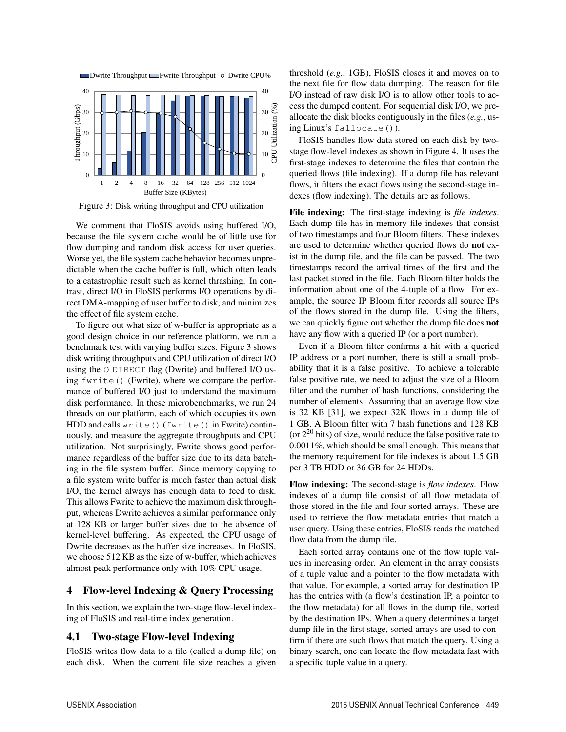Figure 3: Disk writing throughput and CPU utilization

We comment that FloSIS avoids using buffered I/O, because the file system cache would be of little use for flow dumping and random disk access for user queries. Worse yet, the file system cache behavior becomes unpredictable when the cache buffer is full, which often leads to a catastrophic result such as kernel thrashing. In contrast, direct I/O in FloSIS performs I/O operations by direct DMA-mapping of user buffer to disk, and minimizes the effect of file system cache.

To figure out what size of w-buffer is appropriate as a good design choice in our reference platform, we run a benchmark test with varying buffer sizes. Figure 3 shows disk writing throughputs and CPU utilization of direct I/O using the `O_DIRECT` flag (Dwrite) and buffered I/O using `fwrite()` (Fwrite), where we compare the performance of buffered I/O just to understand the maximum disk performance. In these microbenchmarks, we run 24 threads on our platform, each of which occupies its own HDD and calls `write()` (`fwrite()` in Fwrite) continuously, and measure the aggregate throughputs and CPU utilization. Not surprisingly, Fwrite shows good performance regardless of the buffer size due to its data batching in the file system buffer. Since memory copying to a file system write buffer is much faster than actual disk I/O, the kernel always has enough data to feed to disk. This allows Fwrite to achieve the maximum disk throughput, whereas Dwrite achieves a similar performance only at 128 KB or larger buffer sizes due to the absence of kernel-level buffering. As expected, the CPU usage of Dwrite decreases as the buffer size increases. In FloSIS, we choose 512 KB as the size of w-buffer, which achieves almost peak performance only with 10% CPU usage.

## 4 Flow-level Indexing & Query Processing

In this section, we explain the two-stage flow-level indexing of FloSIS and real-time index generation.

### 4.1 Two-stage Flow-level Indexing

FloSIS writes flow data to a file (called a dump file) on each disk. When the current file size reaches a given threshold (*e.g.*, 1GB), FloSIS closes it and moves on to the next file for flow data dumping. The reason for file I/O instead of raw disk I/O is to allow other tools to access the dumped content. For sequential disk I/O, we preallocate the disk blocks contiguously in the files (*e.g.*, using Linux's `fallocate()`).

FloSIS handles flow data stored on each disk by two-stage flow-level indexes as shown in Figure 4. It uses the first-stage indexes to determine the files that contain the queried flows (file indexing). If a dump file has relevant flows, it filters the exact flows using the second-stage indexes (flow indexing). The details are as follows.

**File indexing:** The first-stage indexing is *file indexes*. Each dump file has in-memory file indexes that consist of two timestamps and four Bloom filters. These indexes are used to determine whether queried flows do **not** exist in the dump file, and the file can be passed. The two timestamps record the arrival times of the first and the last packet stored in the file. Each Bloom filter holds the information about one of the 4-tuple of a flow. For example, the source IP Bloom filter records all source IPs of the flows stored in the dump file. Using the filters, we can quickly figure out whether the dump file does **not** have any flow with a queried IP (or a port number).

Even if a Bloom filter confirms a hit with a queried IP address or a port number, there is still a small probability that it is a false positive. To achieve a tolerable false positive rate, we need to adjust the size of a Bloom filter and the number of hash functions, considering the number of elements. Assuming that an average flow size is 32 KB [31], we expect 32K flows in a dump file of 1 GB. A Bloom filter with 7 hash functions and 128 KB (or $2^{20}$ bits) of size, would reduce the false positive rate to 0.0011%, which should be small enough. This means that the memory requirement for file indexes is about 1.5 GB per 3 TB HDD or 36 GB for 24 HDDs.

**Flow indexing:** The second-stage is *flow indexes*. Flow indexes of a dump file consist of all flow metadata of those stored in the file and four sorted arrays. These are used to retrieve the flow metadata entries that match a user query. Using these entries, FloSIS reads the matched flow data from the dump file.

Each sorted array contains one of the flow tuple values in increasing order. An element in the array consists of a tuple value and a pointer to the flow metadata with that value. For example, a sorted array for destination IP has the entries with (a flow's destination IP, a pointer to the flow metadata) for all flows in the dump file, sorted by the destination IPs. When a query determines a target dump file in the first stage, sorted arrays are used to confirm if there are such flows that match the query. Using a binary search, one can locate the flow metadata fast with a specific tuple value in a query.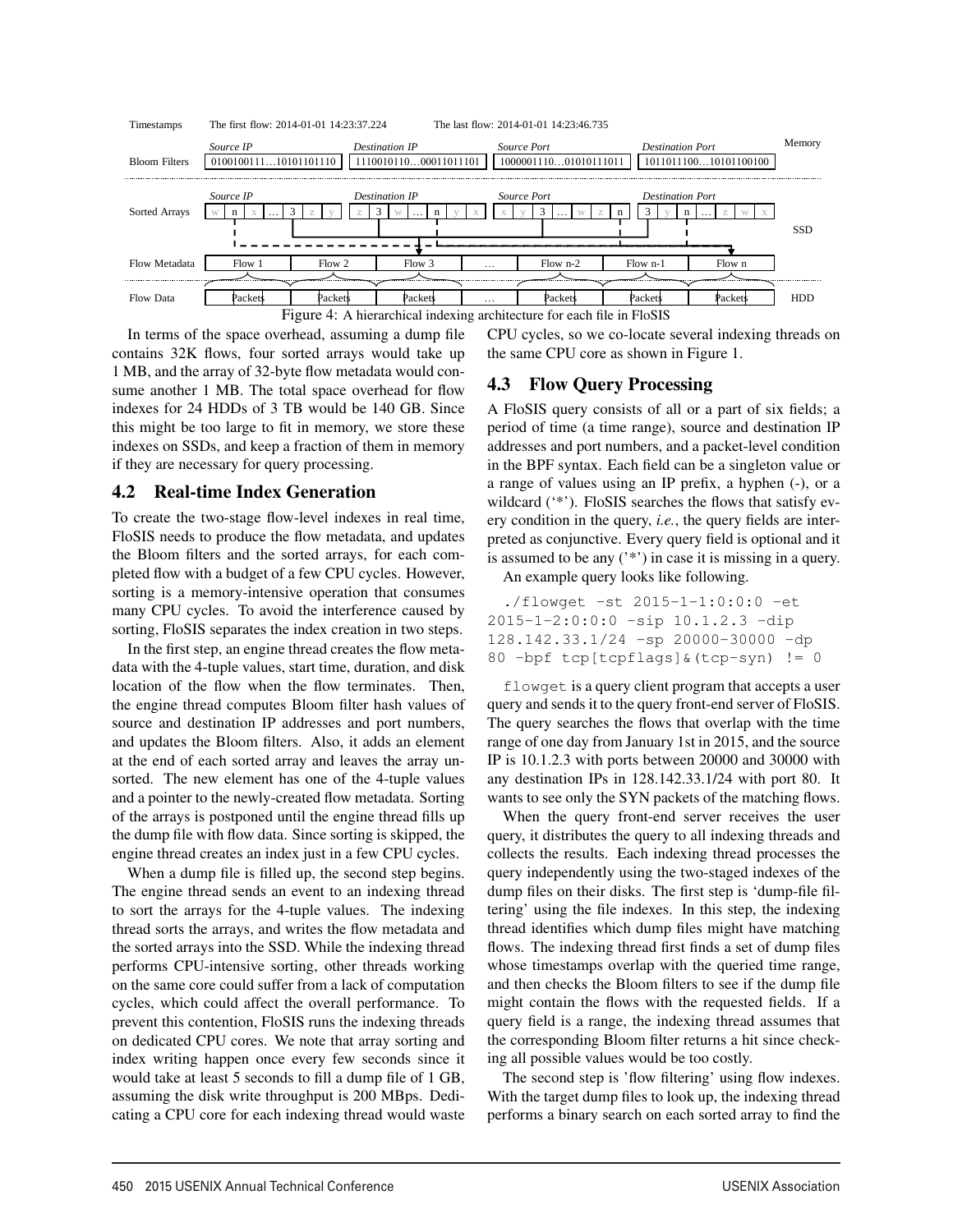Figure 4: A hierarchical indexing architecture for each file in FloSIS

In terms of the space overhead, assuming a dump file contains 32K flows, four sorted arrays would take up 1 MB, and the array of 32-byte flow metadata would consume another 1 MB. The total space overhead for flow indexes for 24 HDDs of 3 TB would be 140 GB. Since this might be too large to fit in memory, we store these indexes on SSDs, and keep a fraction of them in memory if they are necessary for query processing.

## 4.2 Real-time Index Generation

To create the two-stage flow-level indexes in real time, FloSIS needs to produce the flow metadata, and updates the Bloom filters and the sorted arrays, for each completed flow with a budget of a few CPU cycles. However, sorting is a memory-intensive operation that consumes many CPU cycles. To avoid the interference caused by sorting, FloSIS separates the index creation in two steps.

In the first step, an engine thread creates the flow metadata with the 4-tuple values, start time, duration, and disk location of the flow when the flow terminates. Then, the engine thread computes Bloom filter hash values of source and destination IP addresses and port numbers, and updates the Bloom filters. Also, it adds an element at the end of each sorted array and leaves the array unsorted. The new element has one of the 4-tuple values and a pointer to the newly-created flow metadata. Sorting of the arrays is postponed until the engine thread fills up the dump file with flow data. Since sorting is skipped, the engine thread creates an index just in a few CPU cycles.

When a dump file is filled up, the second step begins. The engine thread sends an event to an indexing thread to sort the arrays for the 4-tuple values. The indexing thread sorts the arrays, and writes the flow metadata and the sorted arrays into the SSD. While the indexing thread performs CPU-intensive sorting, other threads working on the same core could suffer from a lack of computation cycles, which could affect the overall performance. To prevent this contention, FloSIS runs the indexing threads on dedicated CPU cores. We note that array sorting and index writing happen once every few seconds since it would take at least 5 seconds to fill a dump file of 1 GB, assuming the disk write throughput is 200 MBps. Dedicating a CPU core for each indexing thread would waste CPU cycles, so we co-locate several indexing threads on the same CPU core as shown in Figure 1.

## 4.3 Flow Query Processing

A FloSIS query consists of all or a part of six fields; a period of time (a time range), source and destination IP addresses and port numbers, and a packet-level condition in the BPF syntax. Each field can be a singleton value or a range of values using an IP prefix, a hyphen (-), or a wildcard ('*'). FloSIS searches the flows that satisfy every condition in the query, *i.e.*, the query fields are interpreted as conjunctive. Every query field is optional and it is assumed to be any ('*') in case it is missing in a query.

An example query looks like following.

```
./flowget -st 2015-1-1:0:0:0 -et
2015-1-2:0:0:0 -sip 10.1.2.3 -dip
128.142.33.1/24 -sp 20000-30000 -dp
80 -bpf tcp[tcpflags]&(tcp-syn) != 0
```

`flowget` is a query client program that accepts a user query and sends it to the query front-end server of FloSIS. The query searches the flows that overlap with the time range of one day from January 1st in 2015, and the source IP is 10.1.2.3 with ports between 20000 and 30000 with any destination IPs in 128.142.33.1/24 with port 80. It wants to see only the SYN packets of the matching flows.

When the query front-end server receives the user query, it distributes the query to all indexing threads and collects the results. Each indexing thread processes the query independently using the two-staged indexes of the dump files on their disks. The first step is 'dump-file filtering' using the file indexes. In this step, the indexing thread identifies which dump files might have matching flows. The indexing thread first finds a set of dump files whose timestamps overlap with the queried time range, and then checks the Bloom filters to see if the dump file might contain the flows with the requested fields. If a query field is a range, the indexing thread assumes that the corresponding Bloom filter returns a hit since checking all possible values would be too costly.

The second step is 'flow filtering' using flow indexes. With the target dump files to look up, the indexing thread performs a binary search on each sorted array to find the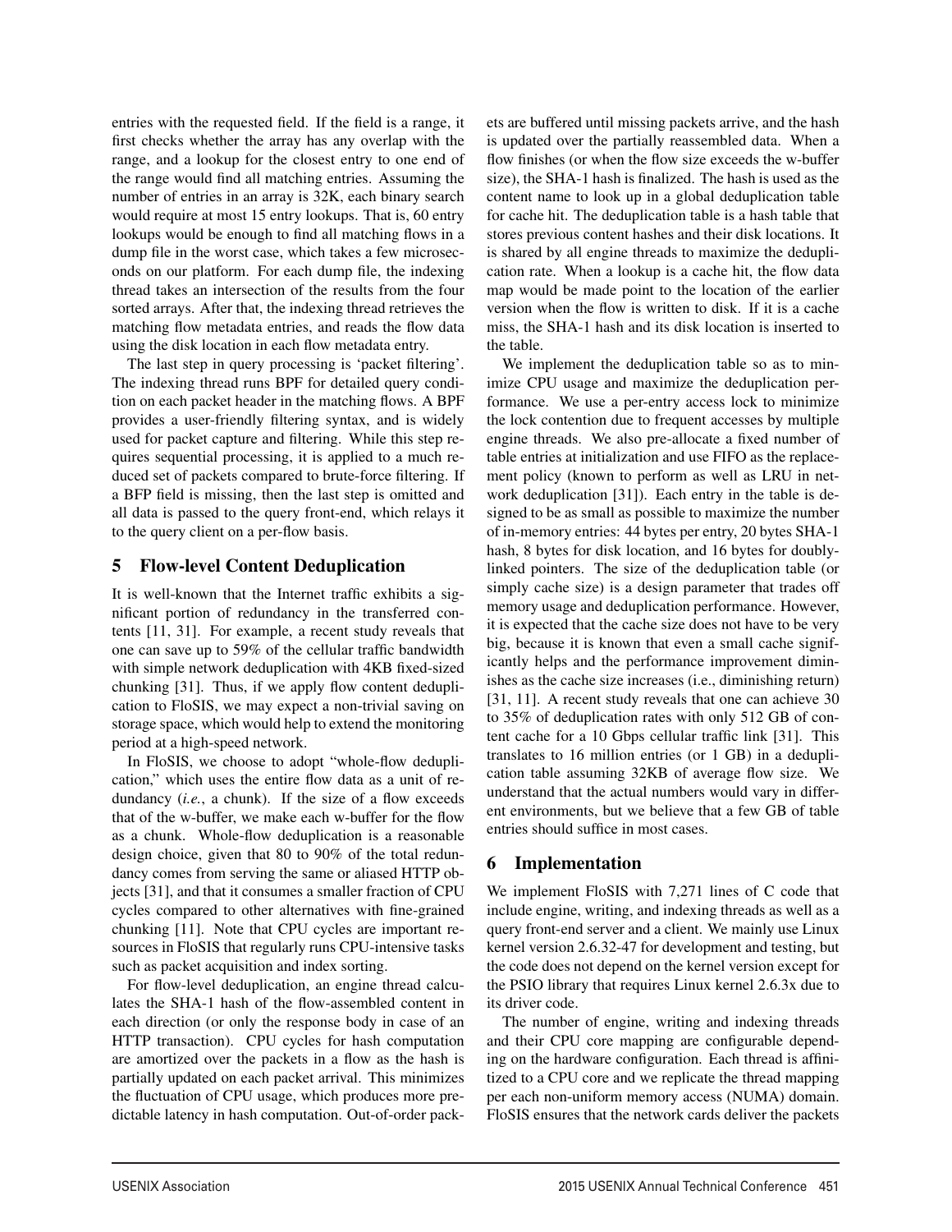entries with the requested field. If the field is a range, it first checks whether the array has any overlap with the range, and a lookup for the closest entry to one end of the range would find all matching entries. Assuming the number of entries in an array is 32K, each binary search would require at most 15 entry lookups. That is, 60 entry lookups would be enough to find all matching flows in a dump file in the worst case, which takes a few microseconds on our platform. For each dump file, the indexing thread takes an intersection of the results from the four sorted arrays. After that, the indexing thread retrieves the matching flow metadata entries, and reads the flow data using the disk location in each flow metadata entry.

The last step in query processing is 'packet filtering'. The indexing thread runs BPF for detailed query condition on each packet header in the matching flows. A BPF provides a user-friendly filtering syntax, and is widely used for packet capture and filtering. While this step requires sequential processing, it is applied to a much reduced set of packets compared to brute-force filtering. If a BFP field is missing, then the last step is omitted and all data is passed to the query front-end, which relays it to the query client on a per-flow basis.

## 5 Flow-level Content Deduplication

It is well-known that the Internet traffic exhibits a significant portion of redundancy in the transferred contents [11, 31]. For example, a recent study reveals that one can save up to 59% of the cellular traffic bandwidth with simple network deduplication with 4KB fixed-sized chunking [31]. Thus, if we apply flow content deduplication to FloSIS, we may expect a non-trivial saving on storage space, which would help to extend the monitoring period at a high-speed network.

In FloSIS, we choose to adopt "whole-flow deduplication," which uses the entire flow data as a unit of redundancy (*i.e.*, a chunk). If the size of a flow exceeds that of the w-buffer, we make each w-buffer for the flow as a chunk. Whole-flow deduplication is a reasonable design choice, given that 80 to 90% of the total redundancy comes from serving the same or aliased HTTP objects [31], and that it consumes a smaller fraction of CPU cycles compared to other alternatives with fine-grained chunking [11]. Note that CPU cycles are important resources in FloSIS that regularly runs CPU-intensive tasks such as packet acquisition and index sorting.

For flow-level deduplication, an engine thread calculates the SHA-1 hash of the flow-assembled content in each direction (or only the response body in case of an HTTP transaction). CPU cycles for hash computation are amortized over the packets in a flow as the hash is partially updated on each packet arrival. This minimizes the fluctuation of CPU usage, which produces more predictable latency in hash computation. Out-of-order packets are buffered until missing packets arrive, and the hash is updated over the partially reassembled data. When a flow finishes (or when the flow size exceeds the w-buffer size), the SHA-1 hash is finalized. The hash is used as the content name to look up in a global deduplication table for cache hit. The deduplication table is a hash table that stores previous content hashes and their disk locations. It is shared by all engine threads to maximize the deduplication rate. When a lookup is a cache hit, the flow data map would be made point to the location of the earlier version when the flow is written to disk. If it is a cache miss, the SHA-1 hash and its disk location is inserted to the table.

We implement the deduplication table so as to minimize CPU usage and maximize the deduplication performance. We use a per-entry access lock to minimize the lock contention due to frequent accesses by multiple engine threads. We also pre-allocate a fixed number of table entries at initialization and use FIFO as the replacement policy (known to perform as well as LRU in network deduplication [31]). Each entry in the table is designed to be as small as possible to maximize the number of in-memory entries: 44 bytes per entry, 20 bytes SHA-1 hash, 8 bytes for disk location, and 16 bytes for doubly-linked pointers. The size of the deduplication table (or simply cache size) is a design parameter that trades off memory usage and deduplication performance. However, it is expected that the cache size does not have to be very big, because it is known that even a small cache significantly helps and the performance improvement diminishes as the cache size increases (i.e., diminishing return) [31, 11]. A recent study reveals that one can achieve 30 to 35% of deduplication rates with only 512 GB of content cache for a 10 Gbps cellular traffic link [31]. This translates to 16 million entries (or 1 GB) in a deduplication table assuming 32KB of average flow size. We understand that the actual numbers would vary in different environments, but we believe that a few GB of table entries should suffice in most cases.

## 6 Implementation

We implement FloSIS with 7,271 lines of C code that include engine, writing, and indexing threads as well as a query front-end server and a client. We mainly use Linux kernel version 2.6.32-47 for development and testing, but the code does not depend on the kernel version except for the PSIO library that requires Linux kernel 2.6.3x due to its driver code.

The number of engine, writing and indexing threads and their CPU core mapping are configurable depending on the hardware configuration. Each thread is affinitized to a CPU core and we replicate the thread mapping per each non-uniform memory access (NUMA) domain. FloSIS ensures that the network cards deliver the packets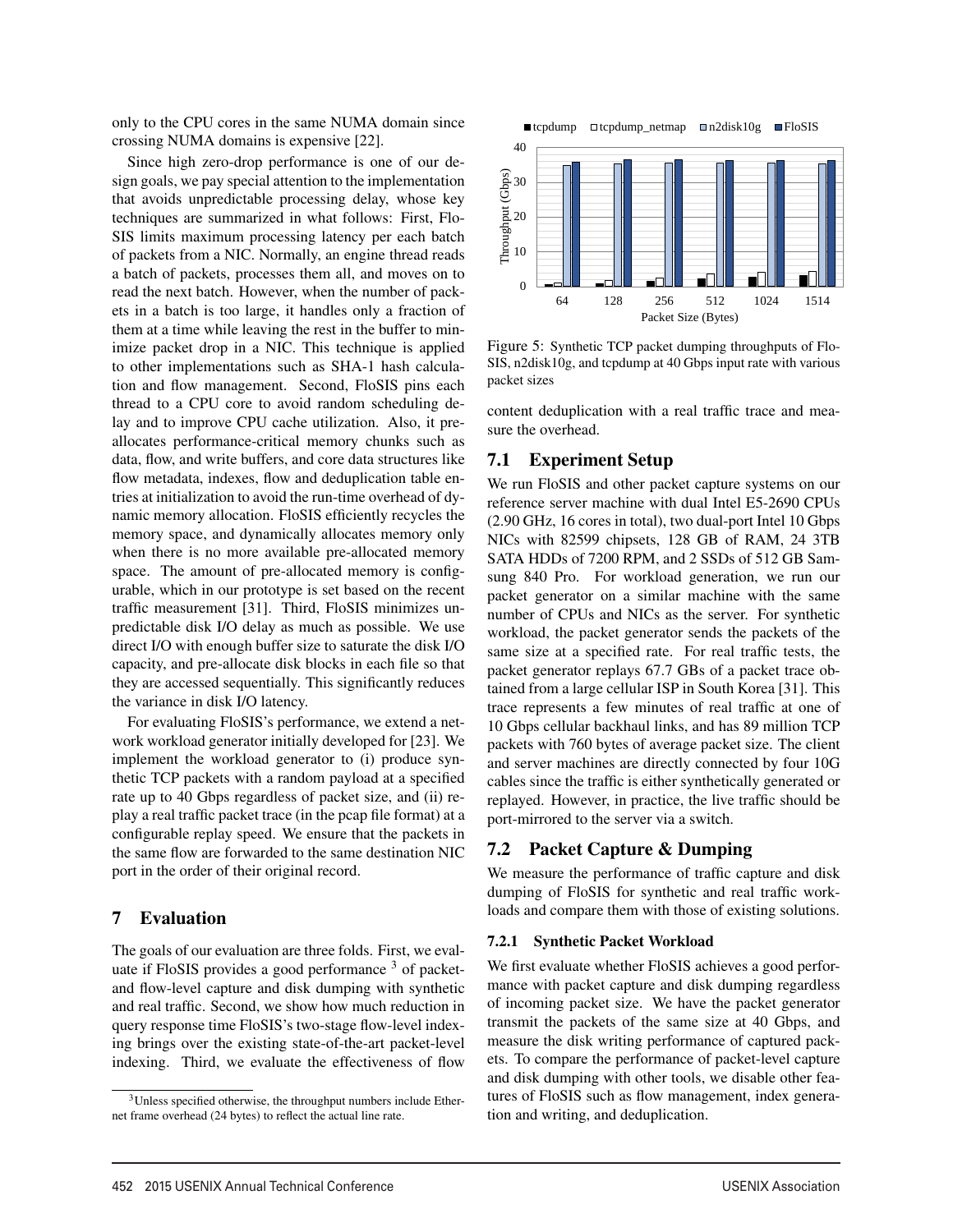only to the CPU cores in the same NUMA domain since crossing NUMA domains is expensive [22].

Since high zero-drop performance is one of our design goals, we pay special attention to the implementation that avoids unpredictable processing delay, whose key techniques are summarized in what follows: First, FloSIS limits maximum processing latency per each batch of packets from a NIC. Normally, an engine thread reads a batch of packets, processes them all, and moves on to read the next batch. However, when the number of packets in a batch is too large, it handles only a fraction of them at a time while leaving the rest in the buffer to minimize packet drop in a NIC. This technique is applied to other implementations such as SHA-1 hash calculation and flow management. Second, FloSIS pins each thread to a CPU core to avoid random scheduling delay and to improve CPU cache utilization. Also, it pre-allocates performance-critical memory chunks such as data, flow, and write buffers, and core data structures like flow metadata, indexes, flow and deduplication table entries at initialization to avoid the run-time overhead of dynamic memory allocation. FloSIS efficiently recycles the memory space, and dynamically allocates memory only when there is no more available pre-allocated memory space. The amount of pre-allocated memory is configurable, which in our prototype is set based on the recent traffic measurement [31]. Third, FloSIS minimizes unpredictable disk I/O delay as much as possible. We use direct I/O with enough buffer size to saturate the disk I/O capacity, and pre-allocate disk blocks in each file so that they are accessed sequentially. This significantly reduces the variance in disk I/O latency.

For evaluating FloSIS's performance, we extend a network workload generator initially developed for [23]. We implement the workload generator to (i) produce synthetic TCP packets with a random payload at a specified rate up to 40 Gbps regardless of packet size, and (ii) replay a real traffic packet trace (in the pcap file format) at a configurable replay speed. We ensure that the packets in the same flow are forwarded to the same destination NIC port in the order of their original record.

# 7 Evaluation

The goals of our evaluation are three folds. First, we evaluate if FloSIS provides a good performance [3] of packet- and flow-level capture and disk dumping with synthetic and real traffic. Second, we show how much reduction in query response time FloSIS's two-stage flow-level indexing brings over the existing state-of-the-art packet-level indexing. Third, we evaluate the effectiveness of flow content deduplication with a real traffic trace and measure the overhead.

[3] Unless specified otherwise, the throughput numbers include Ethernet frame overhead (24 bytes) to reflect the actual line rate.

Figure 5: Synthetic TCP packet dumping throughputs of FloSIS, n2disk10g, and tcpdump at 40 Gbps input rate with various packet sizes

## 7.1 Experiment Setup

We run FloSIS and other packet capture systems on our reference server machine with dual Intel E5-2690 CPUs (2.90 GHz, 16 cores in total), two dual-port Intel 10 Gbps NICs with 82599 chipsets, 128 GB of RAM, 24 3TB SATA HDDs of 7200 RPM, and 2 SSDs of 512 GB Samsung 840 Pro. For workload generation, we run our packet generator on a similar machine with the same number of CPUs and NICs as the server. For synthetic workload, the packet generator sends the packets of the same size at a specified rate. For real traffic tests, the packet generator replays 67.7 GBs of a packet trace obtained from a large cellular ISP in South Korea [31]. This trace represents a few minutes of real traffic at one of 10 Gbps cellular backhaul links, and has 89 million TCP packets with 760 bytes of average packet size. The client and server machines are directly connected by four 10G cables since the traffic is either synthetically generated or replayed. However, in practice, the live traffic should be port-mirrored to the server via a switch.

## 7.2 Packet Capture & Dumping

We measure the performance of traffic capture and disk dumping of FloSIS for synthetic and real traffic workloads and compare them with those of existing solutions.

### 7.2.1 Synthetic Packet Workload

We first evaluate whether FloSIS achieves a good performance with packet capture and disk dumping regardless of incoming packet size. We have the packet generator transmit the packets of the same size at 40 Gbps, and measure the disk writing performance of captured packets. To compare the performance of packet-level capture and disk dumping with other tools, we disable other features of FloSIS such as flow management, index generation and writing, and deduplication.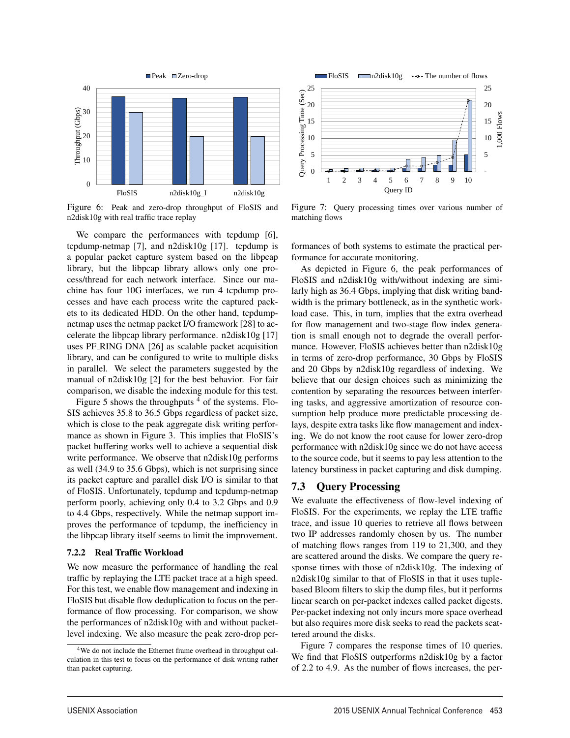Figure 6: Peak and zero-drop throughput of FloSIS and n2disk10g with real traffic trace replay

Figure 7: Query processing times over various number of matching flows

We compare the performances with tcpdump [6], tcpdump-netmap [7], and n2disk10g [17]. tcpdump is a popular packet capture system based on the libpcap library, but the libpcap library allows only one process/thread for each network interface. Since our machine has four 10G interfaces, we run 4 tcpdump processes and have each process write the captured packets to its dedicated HDD. On the other hand, tcpdump-netmap uses the netmap packet I/O framework [28] to accelerate the libpcap library performance. n2disk10g [17] uses PF_RING DNA [26] as scalable packet acquisition library, and can be configured to write to multiple disks in parallel. We select the parameters suggested by the manual of n2disk10g [2] for the best behavior. For fair comparison, we disable the indexing module for this test.

Figure 5 shows the throughputs [4] of the systems. FloSIS achieves 35.8 to 36.5 Gbps regardless of packet size, which is close to the peak aggregate disk writing performance as shown in Figure 3. This implies that FloSIS's packet buffering works well to achieve a sequential disk write performance. We observe that n2disk10g performs as well (34.9 to 35.6 Gbps), which is not surprising since its packet capture and parallel disk I/O is similar to that of FloSIS. Unfortunately, tcpdump and tcpdump-netmap perform poorly, achieving only 0.4 to 3.2 Gbps and 0.9 to 4.4 Gbps, respectively. While the netmap support improves the performance of tcpdump, the inefficiency in the libpcap library itself seems to limit the improvement.

### 7.2.2 Real Traffic Workload

We now measure the performance of handling the real traffic by replaying the LTE packet trace at a high speed. For this test, we enable flow management and indexing in FloSIS but disable flow deduplication to focus on the performance of flow processing. For comparison, we show the performances of n2disk10g with and without packet-level indexing. We also measure the peak zero-drop performances of both systems to estimate the practical performance for accurate monitoring.

As depicted in Figure 6, the peak performances of FloSIS and n2disk10g with/without indexing are similarly high as 36.4 Gbps, implying that disk writing bandwidth is the primary bottleneck, as in the synthetic workload case. This, in turn, implies that the extra overhead for flow management and two-stage flow index generation is small enough not to degrade the overall performance. However, FloSIS achieves better than n2disk10g in terms of zero-drop performance, 30 Gbps by FloSIS and 20 Gbps by n2disk10g regardless of indexing. We believe that our design choices such as minimizing the contention by separating the resources between interfering tasks, and aggressive amortization of resource consumption help produce more predictable processing delays, despite extra tasks like flow management and indexing. We do not know the root cause for lower zero-drop performance with n2disk10g since we do not have access to the source code, but it seems to pay less attention to the latency burstiness in packet capturing and disk dumping.

## 7.3 Query Processing

We evaluate the effectiveness of flow-level indexing of FloSIS. For the experiments, we replay the LTE traffic trace, and issue 10 queries to retrieve all flows between two IP addresses randomly chosen by us. The number of matching flows ranges from 119 to 21,300, and they are scattered around the disks. We compare the query response times with those of n2disk10g. The indexing of n2disk10g similar to that of FloSIS in that it uses tuple-based Bloom filters to skip the dump files, but it performs linear search on per-packet indexes called packet digests. Per-packet indexing not only incurs more space overhead but also requires more disk seeks to read the packets scattered around the disks.

Figure 7 compares the response times of 10 queries. We find that FloSIS outperforms n2disk10g by a factor of 2.2 to 4.9. As the number of flows increases, the per-

[4] We do not include the Ethernet frame overhead in throughput calculation in this test to focus on the performance of disk writing rather than packet capturing.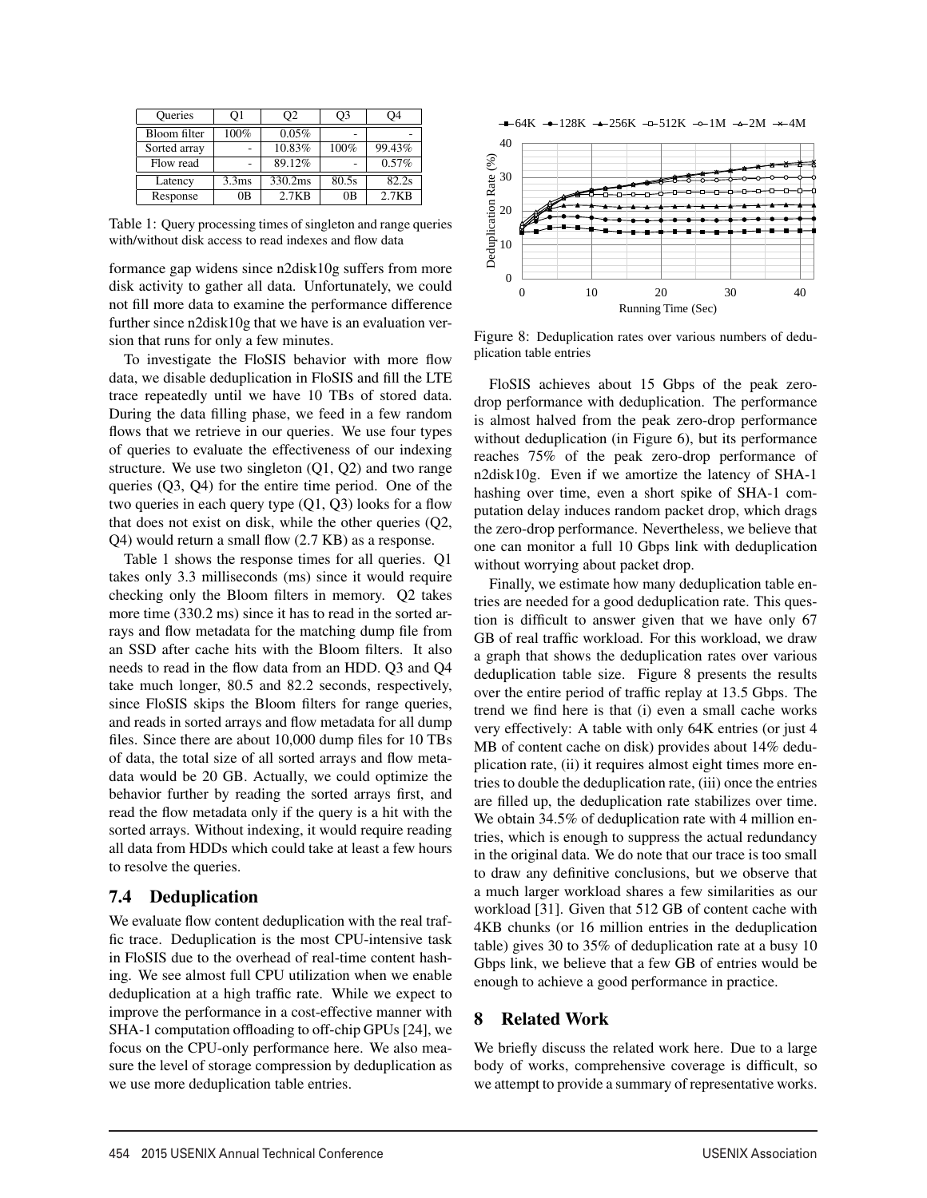| Queries | Q1 | Q2 | Q3 | Q4 |
|---|---|---|---|---|
| Bloom filter | 100% | 0.05% | - | - |
| Sorted array | - | 10.83% | 100% | 99.43% |
| Flow read | - | 89.12% | - | 0.57% |
| Latency | 3.3ms | 330.2ms | 80.5s | 82.2s |
| Response | 0B | 2.7KB | 0B | 2.7KB |

Table 1: Query processing times of singleton and range queries with/without disk access to read indexes and flow data

formance gap widens since n2disk10g suffers from more disk activity to gather all data. Unfortunately, we could not fill more data to examine the performance difference further since n2disk10g that we have is an evaluation version that runs for only a few minutes.

To investigate the FloSIS behavior with more flow data, we disable deduplication in FloSIS and fill the LTE trace repeatedly until we have 10 TBs of stored data. During the data filling phase, we feed in a few random flows that we retrieve in our queries. We use four types of queries to evaluate the effectiveness of our indexing structure. We use two singleton (Q1, Q2) and two range queries (Q3, Q4) for the entire time period. One of the two queries in each query type (Q1, Q3) looks for a flow that does not exist on disk, while the other queries (Q2, Q4) would return a small flow (2.7 KB) as a response.

Table 1 shows the response times for all queries. Q1 takes only 3.3 milliseconds (ms) since it would require checking only the Bloom filters in memory. Q2 takes more time (330.2 ms) since it has to read in the sorted arrays and flow metadata for the matching dump file from an SSD after cache hits with the Bloom filters. It also needs to read in the flow data from an HDD. Q3 and Q4 take much longer, 80.5 and 82.2 seconds, respectively, since FloSIS skips the Bloom filters for range queries, and reads in sorted arrays and flow metadata for all dump files. Since there are about 10,000 dump files for 10 TBs of data, the total size of all sorted arrays and flow metadata would be 20 GB. Actually, we could optimize the behavior further by reading the sorted arrays first, and read the flow metadata only if the query is a hit with the sorted arrays. Without indexing, it would require reading all data from HDDs which could take at least a few hours to resolve the queries.

## 7.4 Deduplication

We evaluate flow content deduplication with the real traffic trace. Deduplication is the most CPU-intensive task in FloSIS due to the overhead of real-time content hashing. We see almost full CPU utilization when we enable deduplication at a high traffic rate. While we expect to improve the performance in a cost-effective manner with SHA-1 computation offloading to off-chip GPUs [24], we focus on the CPU-only performance here. We also measure the level of storage compression by deduplication as we use more deduplication table entries.

Figure 8: Deduplication rates over various numbers of deduplication table entries

FloSIS achieves about 15 Gbps of the peak zero-drop performance with deduplication. The performance is almost halved from the peak zero-drop performance without deduplication (in Figure 6), but its performance reaches 75% of the peak zero-drop performance of n2disk10g. Even if we amortize the latency of SHA-1 hashing over time, even a short spike of SHA-1 computation delay induces random packet drop, which drags the zero-drop performance. Nevertheless, we believe that one can monitor a full 10 Gbps link with deduplication without worrying about packet drop.

Finally, we estimate how many deduplication table entries are needed for a good deduplication rate. This question is difficult to answer given that we have only 67 GB of real traffic workload. For this workload, we draw a graph that shows the deduplication rates over various deduplication table size. Figure 8 presents the results over the entire period of traffic replay at 13.5 Gbps. The trend we find here is that (i) even a small cache works very effectively: A table with only 64K entries (or just 4 MB of content cache on disk) provides about 14% deduplication rate, (ii) it requires almost eight times more entries to double the deduplication rate, (iii) once the entries are filled up, the deduplication rate stabilizes over time. We obtain 34.5% of deduplication rate with 4 million entries, which is enough to suppress the actual redundancy in the original data. We do note that our trace is too small to draw any definitive conclusions, but we observe that a much larger workload shares a few similarities as our workload [31]. Given that 512 GB of content cache with 4KB chunks (or 16 million entries in the deduplication table) gives 30 to 35% of deduplication rate at a busy 10 Gbps link, we believe that a few GB of entries would be enough to achieve a good performance in practice.

# 8 Related Work

We briefly discuss the related work here. Due to a large body of works, comprehensive coverage is difficult, so we attempt to provide a summary of representative works.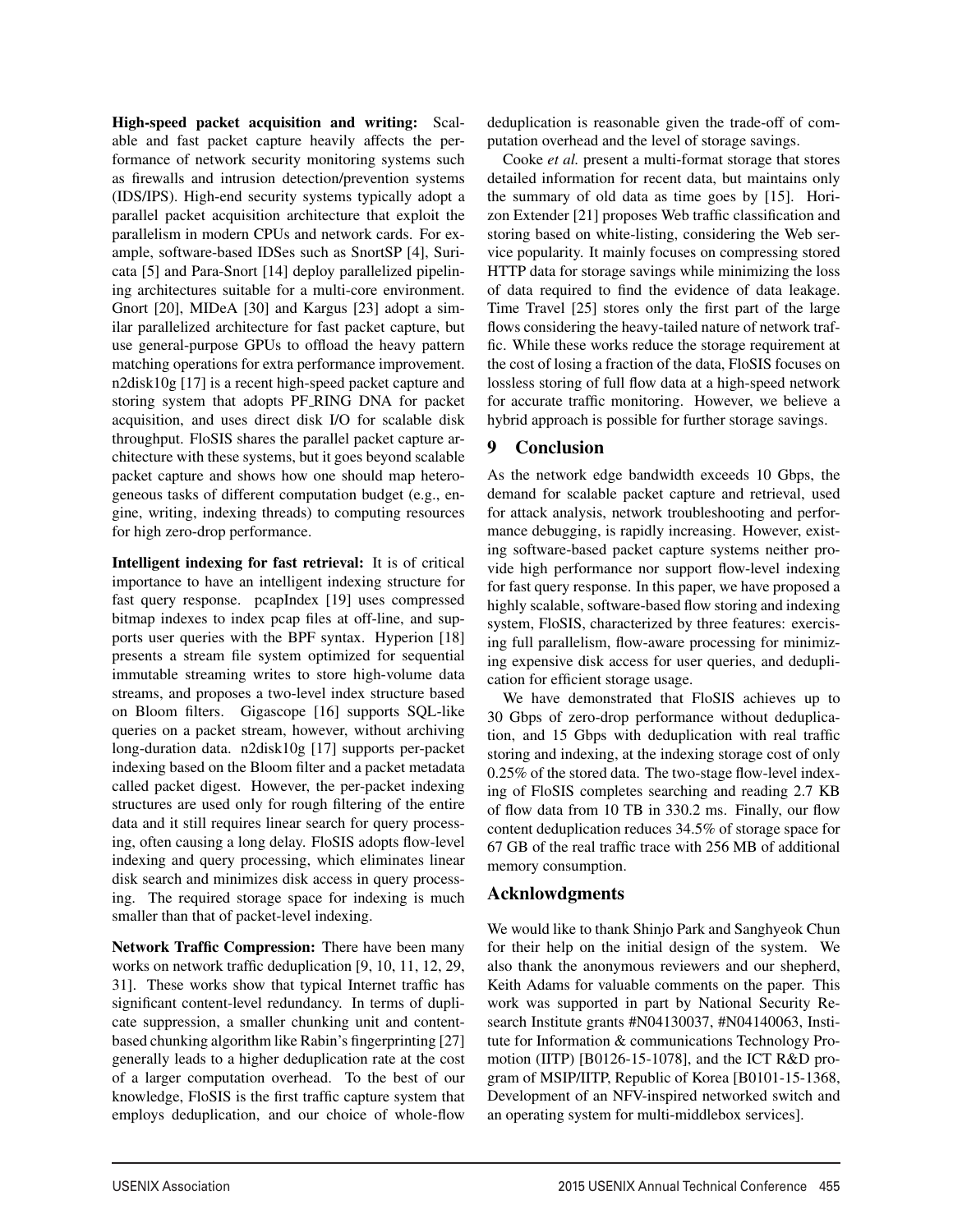**High-speed packet acquisition and writing:** Scalable and fast packet capture heavily affects the performance of network security monitoring systems such as firewalls and intrusion detection/prevention systems (IDS/IPS). High-end security systems typically adopt a parallel packet acquisition architecture that exploit the parallelism in modern CPUs and network cards. For example, software-based IDSes such as SnortSP [4], Suricata [5] and Para-Snort [14] deploy parallelized pipelining architectures suitable for a multi-core environment. Gnort [20], MIDeA [30] and Kargus [23] adopt a similar parallelized architecture for fast packet capture, but use general-purpose GPUs to offload the heavy pattern matching operations for extra performance improvement. n2disk10g [17] is a recent high-speed packet capture and storing system that adopts PF_RING DNA for packet acquisition, and uses direct disk I/O for scalable disk throughput. FloSIS shares the parallel packet capture architecture with these systems, but it goes beyond scalable packet capture and shows how one should map heterogeneous tasks of different computation budget (e.g., engine, writing, indexing threads) to computing resources for high zero-drop performance.

**Intelligent indexing for fast retrieval:** It is of critical importance to have an intelligent indexing structure for fast query response. pcapIndex [19] uses compressed bitmap indexes to index pcap files at off-line, and supports user queries with the BPF syntax. Hyperion [18] presents a stream file system optimized for sequential immutable streaming writes to store high-volume data streams, and proposes a two-level index structure based on Bloom filters. Gigascope [16] supports SQL-like queries on a packet stream, however, without archiving long-duration data. n2disk10g [17] supports per-packet indexing based on the Bloom filter and a packet metadata called packet digest. However, the per-packet indexing structures are used only for rough filtering of the entire data and it still requires linear search for query processing, often causing a long delay. FloSIS adopts flow-level indexing and query processing, which eliminates linear disk search and minimizes disk access in query processing. The required storage space for indexing is much smaller than that of packet-level indexing.

**Network Traffic Compression:** There have been many works on network traffic deduplication [9, 10, 11, 12, 29, 31]. These works show that typical Internet traffic has significant content-level redundancy. In terms of duplicate suppression, a smaller chunking unit and content-based chunking algorithm like Rabin's fingerprinting [27] generally leads to a higher deduplication rate at the cost of a larger computation overhead. To the best of our knowledge, FloSIS is the first traffic capture system that employs deduplication, and our choice of whole-flow deduplication is reasonable given the trade-off of computation overhead and the level of storage savings.

Cooke *et al.* present a multi-format storage that stores detailed information for recent data, but maintains only the summary of old data as time goes by [15]. Horizon Extender [21] proposes Web traffic classification and storing based on white-listing, considering the Web service popularity. It mainly focuses on compressing stored HTTP data for storage savings while minimizing the loss of data required to find the evidence of data leakage. Time Travel [25] stores only the first part of the large flows considering the heavy-tailed nature of network traffic. While these works reduce the storage requirement at the cost of losing a fraction of the data, FloSIS focuses on lossless storing of full flow data at a high-speed network for accurate traffic monitoring. However, we believe a hybrid approach is possible for further storage savings.

## 9 Conclusion

As the network edge bandwidth exceeds 10 Gbps, the demand for scalable packet capture and retrieval, used for attack analysis, network troubleshooting and performance debugging, is rapidly increasing. However, existing software-based packet capture systems neither provide high performance nor support flow-level indexing for fast query response. In this paper, we have proposed a highly scalable, software-based flow storing and indexing system, FloSIS, characterized by three features: exercising full parallelism, flow-aware processing for minimizing expensive disk access for user queries, and deduplication for efficient storage usage.

We have demonstrated that FloSIS achieves up to 30 Gbps of zero-drop performance without deduplication, and 15 Gbps with deduplication with real traffic storing and indexing, at the indexing storage cost of only 0.25% of the stored data. The two-stage flow-level indexing of FloSIS completes searching and reading 2.7 KB of flow data from 10 TB in 330.2 ms. Finally, our flow content deduplication reduces 34.5% of storage space for 67 GB of the real traffic trace with 256 MB of additional memory consumption.

## Acknlowdgments

We would like to thank Shinjo Park and Sanghyeok Chun for their help on the initial design of the system. We also thank the anonymous reviewers and our shepherd, Keith Adams for valuable comments on the paper. This work was supported in part by National Security Research Institute grants #N04130037, #N04140063, Institute for Information & communications Technology Promotion (IITP) [B0126-15-1078], and the ICT R&D program of MSIP/IITP, Republic of Korea [B0101-15-1368, Development of an NFV-inspired networked switch and an operating system for multi-middlebox services].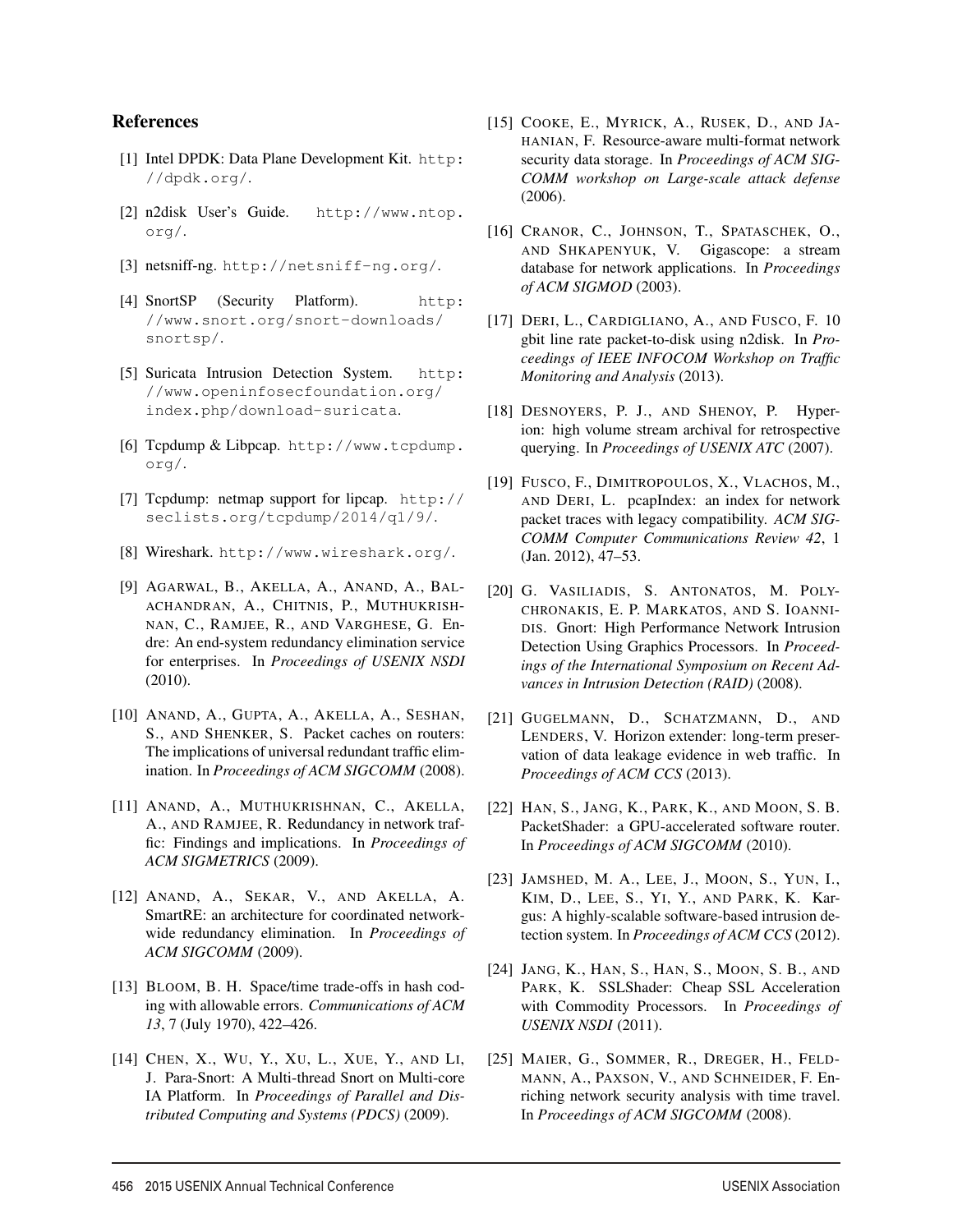## References

[1] Intel DPDK: Data Plane Development Kit. http://dpdk.org/.

[2] n2disk User's Guide. http://www.ntop.org/.

[3] netsniff-ng. http://netsniff-ng.org/.

[4] SnortSP (Security Platform). http://www.snort.org/snort-downloads/snortsp/.

[5] Suricata Intrusion Detection System. http://www.openinfosecfoundation.org/index.php/download-suricata.

[6] Tcpdump & Libpcap. http://www.tcpdump.org/.

[7] Tcpdump: netmap support for lipcap. http://seclists.org/tcpdump/2014/q1/9/.

[8] Wireshark. http://www.wireshark.org/.

[9] AGARWAL, B., AKELLA, A., ANAND, A., BALACHANDRAN, A., CHITNIS, P., MUTHUKRISHNAN, C., RAMJEE, R., AND VARGHESE, G. Endre: An end-system redundancy elimination service for enterprises. In *Proceedings of USENIX NSDI* (2010).

[10] ANAND, A., GUPTA, A., AKELLA, A., SESHAN, S., AND SHENKER, S. Packet caches on routers: The implications of universal redundant traffic elimination. In *Proceedings of ACM SIGCOMM* (2008).

[11] ANAND, A., MUTHUKRISHNAN, C., AKELLA, A., AND RAMJEE, R. Redundancy in network traffic: Findings and implications. In *Proceedings of ACM SIGMETRICS* (2009).

[12] ANAND, A., SEKAR, V., AND AKELLA, A. SmartRE: an architecture for coordinated network-wide redundancy elimination. In *Proceedings of ACM SIGCOMM* (2009).

[13] BLOOM, B. H. Space/time trade-offs in hash coding with allowable errors. *Communications of ACM 13*, 7 (July 1970), 422–426.

[14] CHEN, X., WU, Y., XU, L., XUE, Y., AND LI, J. Para-Snort: A Multi-thread Snort on Multi-core IA Platform. In *Proceedings of Parallel and Distributed Computing and Systems (PDCS)* (2009).

[15] COOKE, E., MYRICK, A., RUSEK, D., AND JAHANIAN, F. Resource-aware multi-format network security data storage. In *Proceedings of ACM SIGCOMM workshop on Large-scale attack defense* (2006).

[16] CRANOR, C., JOHNSON, T., SPATASCHEK, O., AND SHKAPENYUK, V. Gigascope: a stream database for network applications. In *Proceedings of ACM SIGMOD* (2003).

[17] DERI, L., CARDIGLIANO, A., AND FUSCO, F. 10 gbit line rate packet-to-disk using n2disk. In *Proceedings of IEEE INFOCOM Workshop on Traffic Monitoring and Analysis* (2013).

[18] DESNOYERS, P. J., AND SHENOY, P. Hyperion: high volume stream archival for retrospective querying. In *Proceedings of USENIX ATC* (2007).

[19] FUSCO, F., DIMITROPOULOS, X., VLACHOS, M., AND DERI, L. pcapIndex: an index for network packet traces with legacy compatibility. *ACM SIGCOMM Computer Communications Review 42*, 1 (Jan. 2012), 47–53.

[20] G. VASILIADIS, S. ANTONATOS, M. POLYCHRONAKIS, E. P. MARKATOS, AND S. IOANNIDIS. Gnort: High Performance Network Intrusion Detection Using Graphics Processors. In *Proceedings of the International Symposium on Recent Advances in Intrusion Detection (RAID)* (2008).

[21] GUGELMANN, D., SCHATZMANN, D., AND LENDERS, V. Horizon extender: long-term preservation of data leakage evidence in web traffic. In *Proceedings of ACM CCS* (2013).

[22] HAN, S., JANG, K., PARK, K., AND MOON, S. B. PacketShader: a GPU-accelerated software router. In *Proceedings of ACM SIGCOMM* (2010).

[23] JAMSHED, M. A., LEE, J., MOON, S., YUN, I., KIM, D., LEE, S., YI, Y., AND PARK, K. Kargus: A highly-scalable software-based intrusion detection system. In *Proceedings of ACM CCS* (2012).

[24] JANG, K., HAN, S., HAN, S., MOON, S. B., AND PARK, K. SSLShader: Cheap SSL Acceleration with Commodity Processors. In *Proceedings of USENIX NSDI* (2011).

[25] MAIER, G., SOMMER, R., DREGER, H., FELDMANN, A., PAXSON, V., AND SCHNEIDER, F. Enriching network security analysis with time travel. In *Proceedings of ACM SIGCOMM* (2008).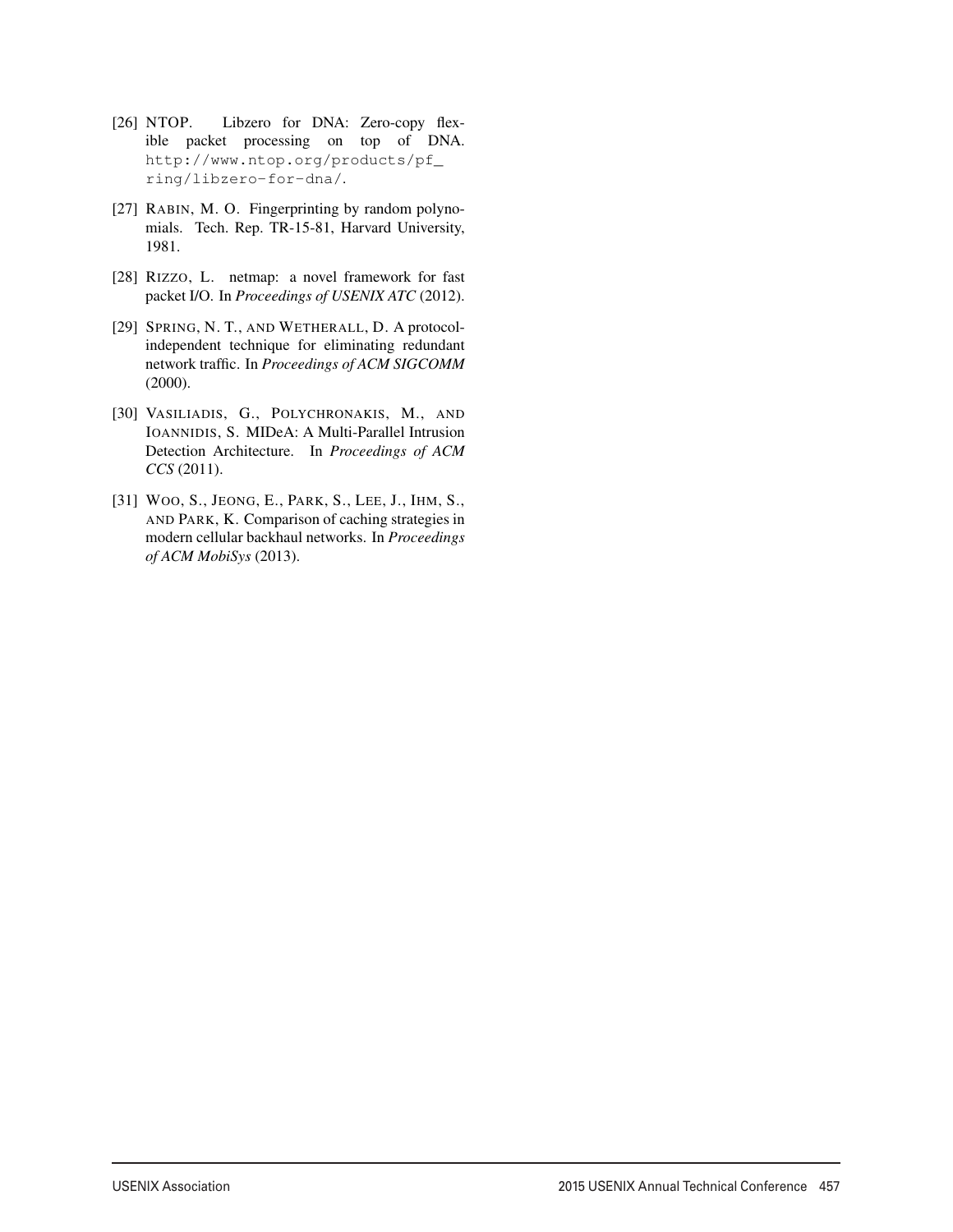[26] NTOP. Libzero for DNA: Zero-copy flexible packet processing on top of DNA. http://www.ntop.org/products/pf_ring/libzero-for-dna/.

[27] RABIN, M. O. Fingerprinting by random polynomials. Tech. Rep. TR-15-81, Harvard University, 1981.

[28] RIZZO, L. netmap: a novel framework for fast packet I/O. In *Proceedings of USENIX ATC* (2012).

[29] SPRING, N. T., AND WETHERALL, D. A protocol-independent technique for eliminating redundant network traffic. In *Proceedings of ACM SIGCOMM* (2000).

[30] VASILIADIS, G., POLYCHRONAKIS, M., AND IOANNIDIS, S. MIDeA: A Multi-Parallel Intrusion Detection Architecture. In *Proceedings of ACM CCS* (2011).

[31] WOO, S., JEONG, E., PARK, S., LEE, J., IHM, S., AND PARK, K. Comparison of caching strategies in modern cellular backhaul networks. In *Proceedings of ACM MobiSys* (2013).